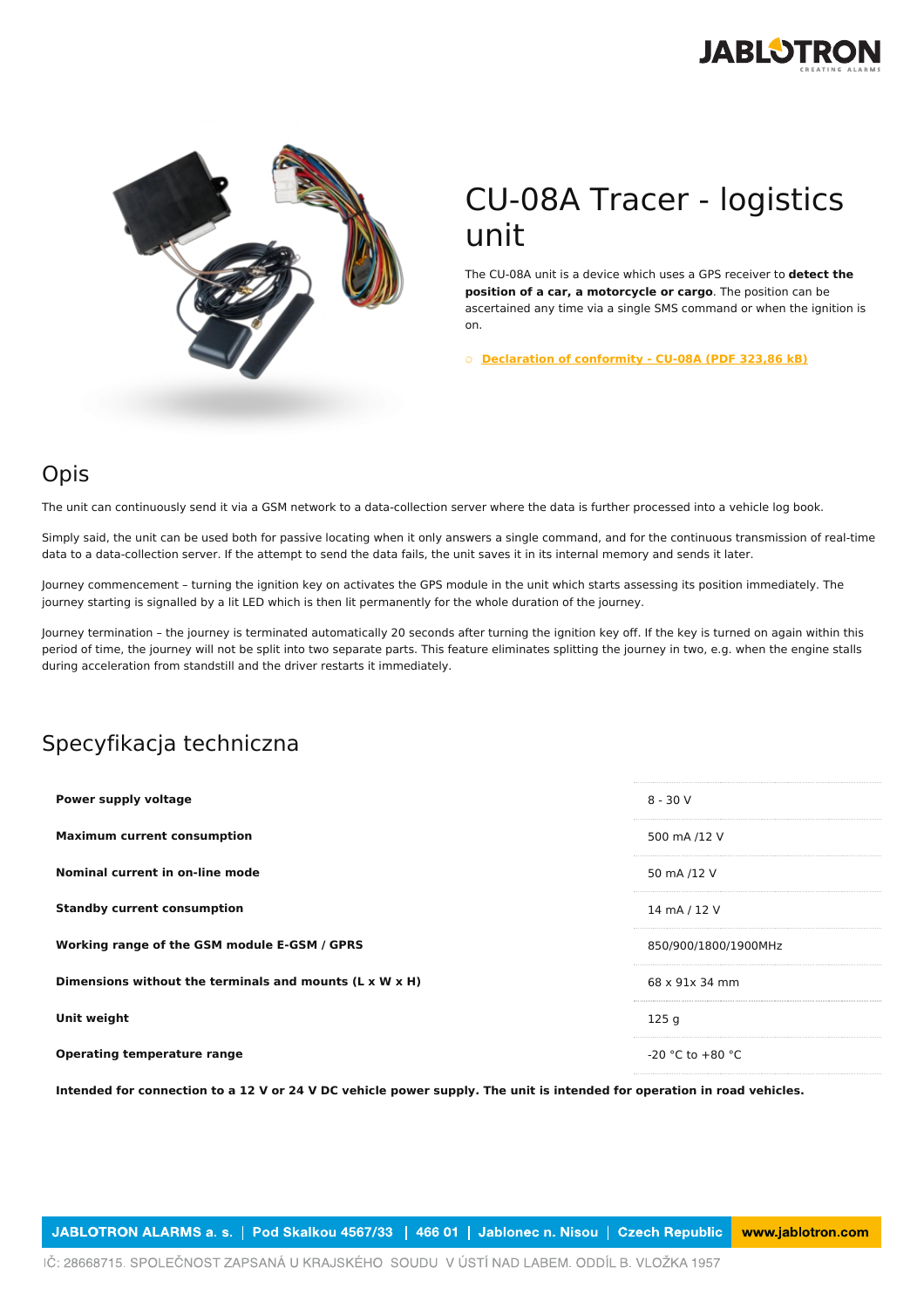# CU-08A Tracer - logistics unit

The CU-08A unit is a device which uses a GPS receiver to **detect the position of a car, a motorcycle or cargo**. The position can be ascertained any time via a single SMS command or when the ignition is on.

- **Declaration of conformity - CU-08A (PDF 323,86 kB)**

## Opis

The unit can continuously send it via a GSM network to a data-collection server where the data is further processed into a vehicle log book.

Simply said, the unit can be used both for passive locating when it only answers a single command, and for the continuous transmission of real-time data to a data-collection server. If the attempt to send the data fails, the unit saves it in its internal memory and sends it later.

Journey commencement – turning the ignition key on activates the GPS module in the unit which starts assessing its position immediately. The journey starting is signalled by a lit LED which is then lit permanently for the whole duration of the journey.

Journey termination – the journey is terminated automatically 20 seconds after turning the ignition key off. If the key is turned on again within this period of time, the journey will not be split into two separate parts. This feature eliminates splitting the journey in two, e.g. when the engine stalls during acceleration from standstill and the driver restarts it immediately.

## Specyfikacja techniczna

| | |
|---|---|
| **Power supply voltage** | 8 - 30 V |
| **Maximum current consumption** | 500 mA /12 V |
| **Nominal current in on-line mode** | 50 mA /12 V |
| **Standby current consumption** | 14 mA / 12 V |
| **Working range of the GSM module E-GSM / GPRS** | 850/900/1800/1900MHz |
| **Dimensions without the terminals and mounts (L x W x H)** | 68 x 91x 34 mm |
| **Unit weight** | 125 g |
| **Operating temperature range** | -20 °C to +80 °C |

**Intended for connection to a 12 V or 24 V DC vehicle power supply. The unit is intended for operation in road vehicles.**